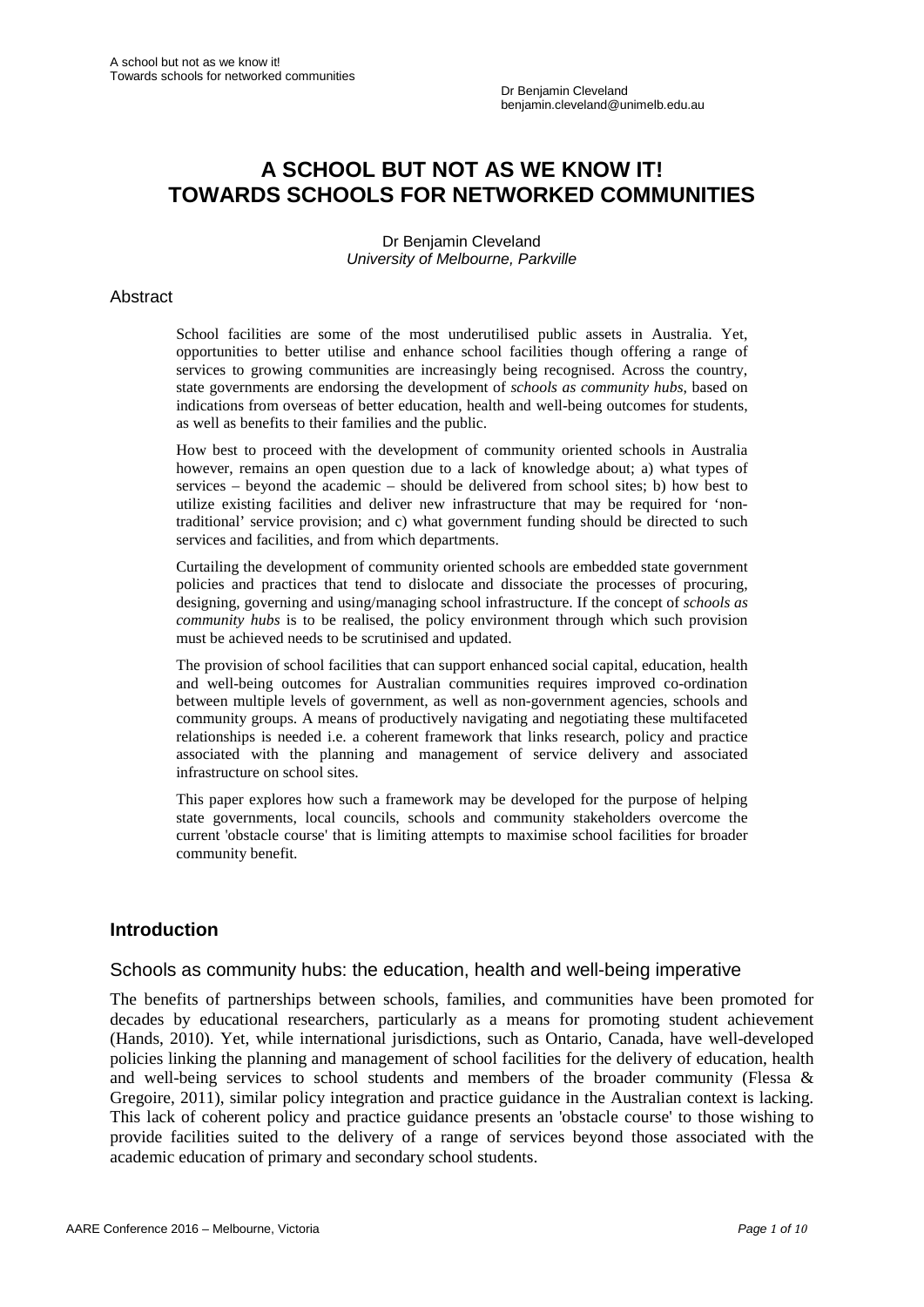Dr Benjamin Cleveland
benjamin.cleveland@unimelb.edu.au

# A SCHOOL BUT NOT AS WE KNOW IT! TOWARDS SCHOOLS FOR NETWORKED COMMUNITIES

Dr Benjamin Cleveland
*University of Melbourne, Parkville*

## Abstract

School facilities are some of the most underutilised public assets in Australia. Yet, opportunities to better utilise and enhance school facilities though offering a range of services to growing communities are increasingly being recognised. Across the country, state governments are endorsing the development of *schools as community hubs*, based on indications from overseas of better education, health and well-being outcomes for students, as well as benefits to their families and the public.

How best to proceed with the development of community oriented schools in Australia however, remains an open question due to a lack of knowledge about; a) what types of services – beyond the academic – should be delivered from school sites; b) how best to utilize existing facilities and deliver new infrastructure that may be required for 'non-traditional' service provision; and c) what government funding should be directed to such services and facilities, and from which departments.

Curtailing the development of community oriented schools are embedded state government policies and practices that tend to dislocate and dissociate the processes of procuring, designing, governing and using/managing school infrastructure. If the concept of *schools as community hubs* is to be realised, the policy environment through which such provision must be achieved needs to be scrutinised and updated.

The provision of school facilities that can support enhanced social capital, education, health and well-being outcomes for Australian communities requires improved co-ordination between multiple levels of government, as well as non-government agencies, schools and community groups. A means of productively navigating and negotiating these multifaceted relationships is needed i.e. a coherent framework that links research, policy and practice associated with the planning and management of service delivery and associated infrastructure on school sites.

This paper explores how such a framework may be developed for the purpose of helping state governments, local councils, schools and community stakeholders overcome the current 'obstacle course' that is limiting attempts to maximise school facilities for broader community benefit.

## Introduction

### Schools as community hubs: the education, health and well-being imperative

The benefits of partnerships between schools, families, and communities have been promoted for decades by educational researchers, particularly as a means for promoting student achievement (Hands, 2010). Yet, while international jurisdictions, such as Ontario, Canada, have well-developed policies linking the planning and management of school facilities for the delivery of education, health and well-being services to school students and members of the broader community (Flessa & Gregoire, 2011), similar policy integration and practice guidance in the Australian context is lacking. This lack of coherent policy and practice guidance presents an 'obstacle course' to those wishing to provide facilities suited to the delivery of a range of services beyond those associated with the academic education of primary and secondary school students.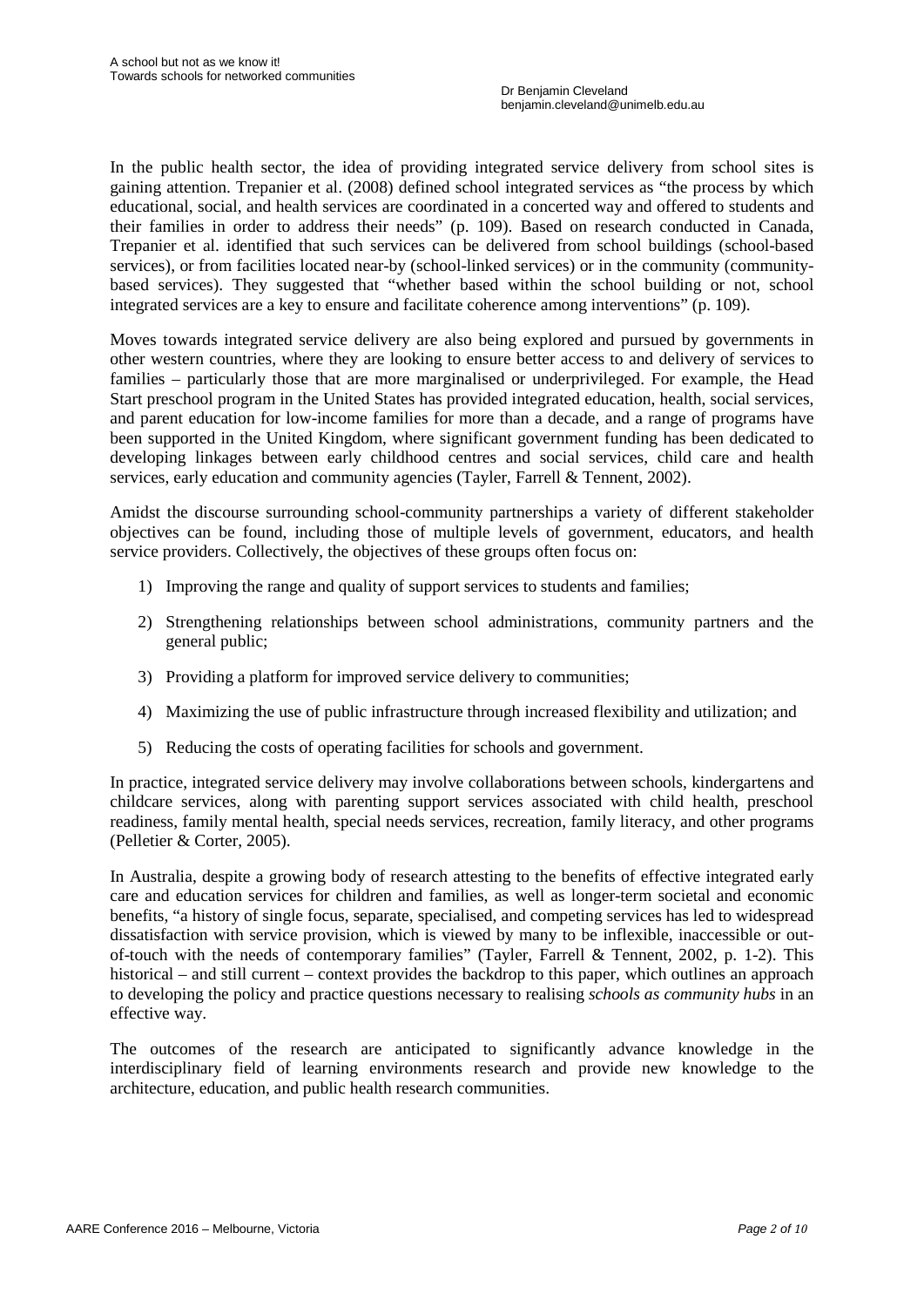In the public health sector, the idea of providing integrated service delivery from school sites is gaining attention. Trepanier et al. (2008) defined school integrated services as "the process by which educational, social, and health services are coordinated in a concerted way and offered to students and their families in order to address their needs" (p. 109). Based on research conducted in Canada, Trepanier et al. identified that such services can be delivered from school buildings (school-based services), or from facilities located near-by (school-linked services) or in the community (community-based services). They suggested that "whether based within the school building or not, school integrated services are a key to ensure and facilitate coherence among interventions" (p. 109).

Moves towards integrated service delivery are also being explored and pursued by governments in other western countries, where they are looking to ensure better access to and delivery of services to families – particularly those that are more marginalised or underprivileged. For example, the Head Start preschool program in the United States has provided integrated education, health, social services, and parent education for low-income families for more than a decade, and a range of programs have been supported in the United Kingdom, where significant government funding has been dedicated to developing linkages between early childhood centres and social services, child care and health services, early education and community agencies (Tayler, Farrell & Tennent, 2002).

Amidst the discourse surrounding school-community partnerships a variety of different stakeholder objectives can be found, including those of multiple levels of government, educators, and health service providers. Collectively, the objectives of these groups often focus on:

1) Improving the range and quality of support services to students and families;
2) Strengthening relationships between school administrations, community partners and the general public;
3) Providing a platform for improved service delivery to communities;
4) Maximizing the use of public infrastructure through increased flexibility and utilization; and
5) Reducing the costs of operating facilities for schools and government.

In practice, integrated service delivery may involve collaborations between schools, kindergartens and childcare services, along with parenting support services associated with child health, preschool readiness, family mental health, special needs services, recreation, family literacy, and other programs (Pelletier & Corter, 2005).

In Australia, despite a growing body of research attesting to the benefits of effective integrated early care and education services for children and families, as well as longer-term societal and economic benefits, "a history of single focus, separate, specialised, and competing services has led to widespread dissatisfaction with service provision, which is viewed by many to be inflexible, inaccessible or out-of-touch with the needs of contemporary families" (Tayler, Farrell & Tennent, 2002, p. 1-2). This historical – and still current – context provides the backdrop to this paper, which outlines an approach to developing the policy and practice questions necessary to realising *schools as community hubs* in an effective way.

The outcomes of the research are anticipated to significantly advance knowledge in the interdisciplinary field of learning environments research and provide new knowledge to the architecture, education, and public health research communities.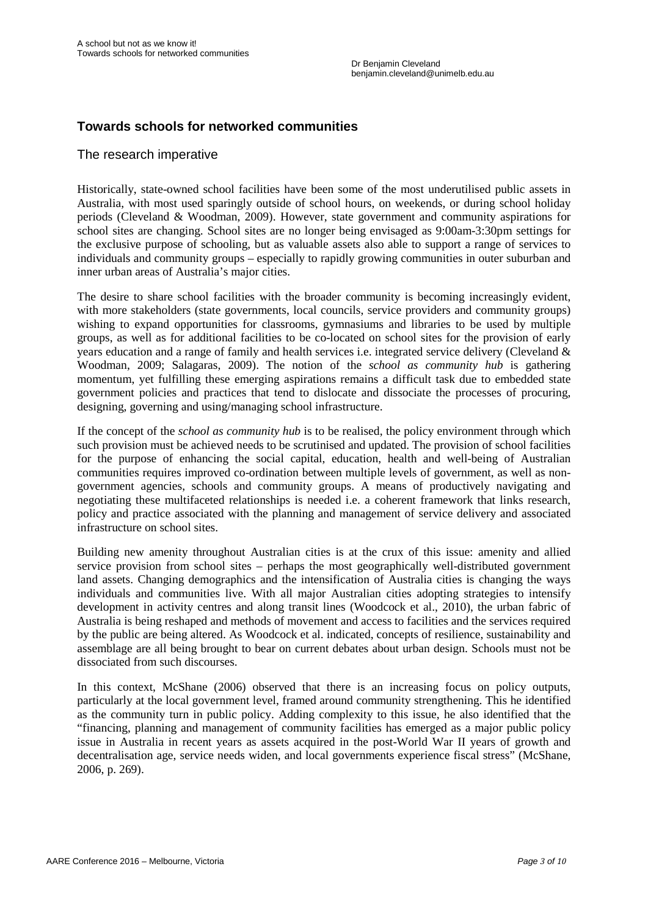## Towards schools for networked communities

### The research imperative

Historically, state-owned school facilities have been some of the most underutilised public assets in Australia, with most used sparingly outside of school hours, on weekends, or during school holiday periods (Cleveland & Woodman, 2009). However, state government and community aspirations for school sites are changing. School sites are no longer being envisaged as 9:00am-3:30pm settings for the exclusive purpose of schooling, but as valuable assets also able to support a range of services to individuals and community groups – especially to rapidly growing communities in outer suburban and inner urban areas of Australia's major cities.

The desire to share school facilities with the broader community is becoming increasingly evident, with more stakeholders (state governments, local councils, service providers and community groups) wishing to expand opportunities for classrooms, gymnasiums and libraries to be used by multiple groups, as well as for additional facilities to be co-located on school sites for the provision of early years education and a range of family and health services i.e. integrated service delivery (Cleveland & Woodman, 2009; Salagaras, 2009). The notion of the *school as community hub* is gathering momentum, yet fulfilling these emerging aspirations remains a difficult task due to embedded state government policies and practices that tend to dislocate and dissociate the processes of procuring, designing, governing and using/managing school infrastructure.

If the concept of the *school as community hub* is to be realised, the policy environment through which such provision must be achieved needs to be scrutinised and updated. The provision of school facilities for the purpose of enhancing the social capital, education, health and well-being of Australian communities requires improved co-ordination between multiple levels of government, as well as non-government agencies, schools and community groups. A means of productively navigating and negotiating these multifaceted relationships is needed i.e. a coherent framework that links research, policy and practice associated with the planning and management of service delivery and associated infrastructure on school sites.

Building new amenity throughout Australian cities is at the crux of this issue: amenity and allied service provision from school sites – perhaps the most geographically well-distributed government land assets. Changing demographics and the intensification of Australia cities is changing the ways individuals and communities live. With all major Australian cities adopting strategies to intensify development in activity centres and along transit lines (Woodcock et al., 2010), the urban fabric of Australia is being reshaped and methods of movement and access to facilities and the services required by the public are being altered. As Woodcock et al. indicated, concepts of resilience, sustainability and assemblage are all being brought to bear on current debates about urban design. Schools must not be dissociated from such discourses.

In this context, McShane (2006) observed that there is an increasing focus on policy outputs, particularly at the local government level, framed around community strengthening. This he identified as the community turn in public policy. Adding complexity to this issue, he also identified that the "financing, planning and management of community facilities has emerged as a major public policy issue in Australia in recent years as assets acquired in the post-World War II years of growth and decentralisation age, service needs widen, and local governments experience fiscal stress" (McShane, 2006, p. 269).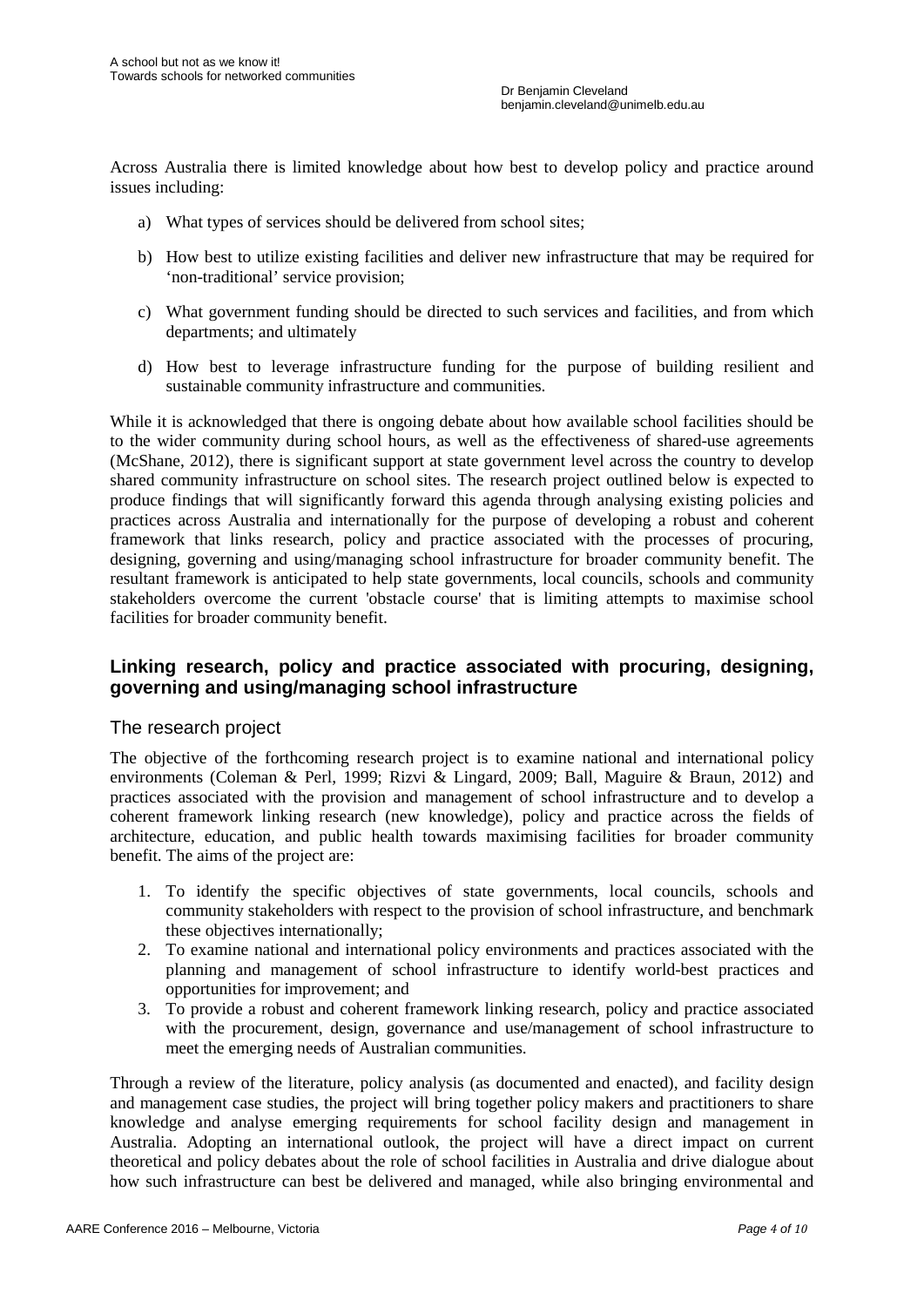Across Australia there is limited knowledge about how best to develop policy and practice around issues including:

a) What types of services should be delivered from school sites;

b) How best to utilize existing facilities and deliver new infrastructure that may be required for 'non-traditional' service provision;

c) What government funding should be directed to such services and facilities, and from which departments; and ultimately

d) How best to leverage infrastructure funding for the purpose of building resilient and sustainable community infrastructure and communities.

While it is acknowledged that there is ongoing debate about how available school facilities should be to the wider community during school hours, as well as the effectiveness of shared-use agreements (McShane, 2012), there is significant support at state government level across the country to develop shared community infrastructure on school sites. The research project outlined below is expected to produce findings that will significantly forward this agenda through analysing existing policies and practices across Australia and internationally for the purpose of developing a robust and coherent framework that links research, policy and practice associated with the processes of procuring, designing, governing and using/managing school infrastructure for broader community benefit. The resultant framework is anticipated to help state governments, local councils, schools and community stakeholders overcome the current 'obstacle course' that is limiting attempts to maximise school facilities for broader community benefit.

## Linking research, policy and practice associated with procuring, designing, governing and using/managing school infrastructure

### The research project

The objective of the forthcoming research project is to examine national and international policy environments (Coleman & Perl, 1999; Rizvi & Lingard, 2009; Ball, Maguire & Braun, 2012) and practices associated with the provision and management of school infrastructure and to develop a coherent framework linking research (new knowledge), policy and practice across the fields of architecture, education, and public health towards maximising facilities for broader community benefit. The aims of the project are:

1. To identify the specific objectives of state governments, local councils, schools and community stakeholders with respect to the provision of school infrastructure, and benchmark these objectives internationally;
2. To examine national and international policy environments and practices associated with the planning and management of school infrastructure to identify world-best practices and opportunities for improvement; and
3. To provide a robust and coherent framework linking research, policy and practice associated with the procurement, design, governance and use/management of school infrastructure to meet the emerging needs of Australian communities.

Through a review of the literature, policy analysis (as documented and enacted), and facility design and management case studies, the project will bring together policy makers and practitioners to share knowledge and analyse emerging requirements for school facility design and management in Australia. Adopting an international outlook, the project will have a direct impact on current theoretical and policy debates about the role of school facilities in Australia and drive dialogue about how such infrastructure can best be delivered and managed, while also bringing environmental and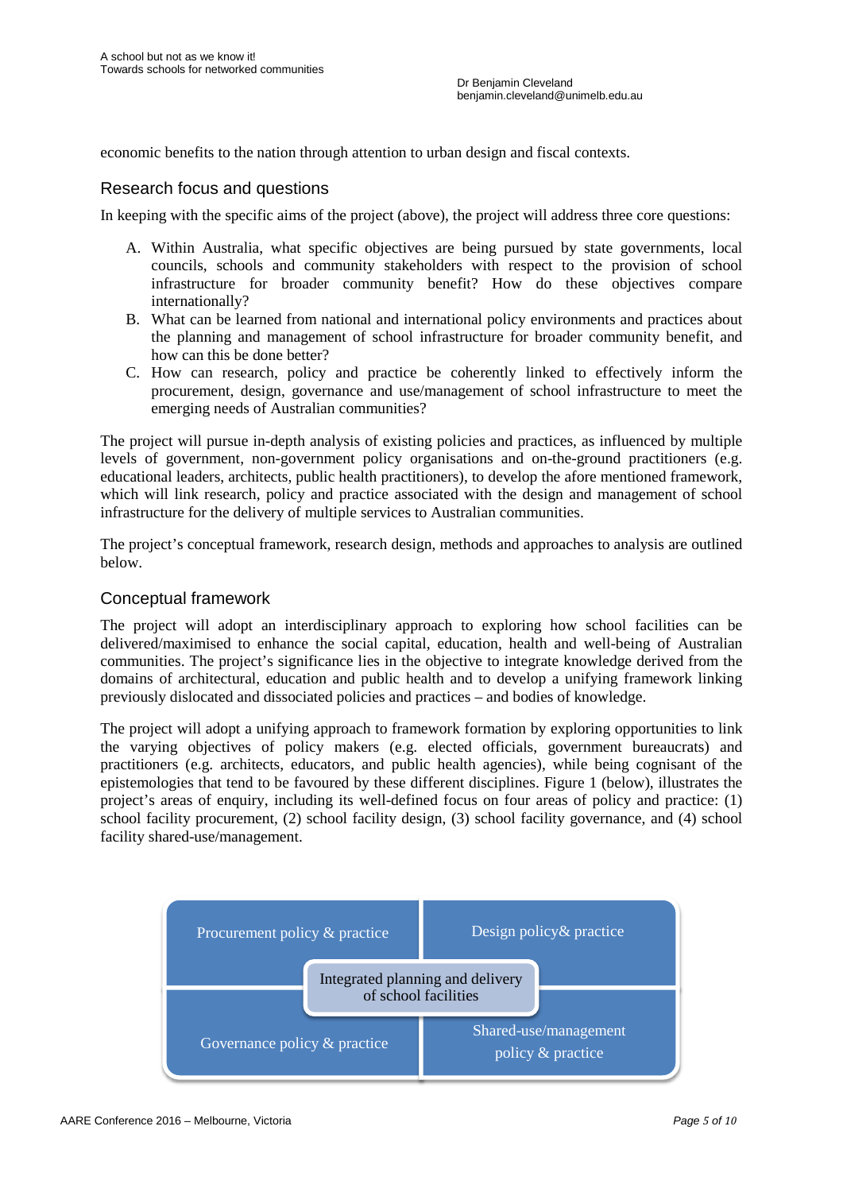economic benefits to the nation through attention to urban design and fiscal contexts.

## Research focus and questions

In keeping with the specific aims of the project (above), the project will address three core questions:

A. Within Australia, what specific objectives are being pursued by state governments, local councils, schools and community stakeholders with respect to the provision of school infrastructure for broader community benefit? How do these objectives compare internationally?

B. What can be learned from national and international policy environments and practices about the planning and management of school infrastructure for broader community benefit, and how can this be done better?

C. How can research, policy and practice be coherently linked to effectively inform the procurement, design, governance and use/management of school infrastructure to meet the emerging needs of Australian communities?

The project will pursue in-depth analysis of existing policies and practices, as influenced by multiple levels of government, non-government policy organisations and on-the-ground practitioners (e.g. educational leaders, architects, public health practitioners), to develop the afore mentioned framework, which will link research, policy and practice associated with the design and management of school infrastructure for the delivery of multiple services to Australian communities.

The project's conceptual framework, research design, methods and approaches to analysis are outlined below.

## Conceptual framework

The project will adopt an interdisciplinary approach to exploring how school facilities can be delivered/maximised to enhance the social capital, education, health and well-being of Australian communities. The project's significance lies in the objective to integrate knowledge derived from the domains of architectural, education and public health and to develop a unifying framework linking previously dislocated and dissociated policies and practices – and bodies of knowledge.

The project will adopt a unifying approach to framework formation by exploring opportunities to link the varying objectives of policy makers (e.g. elected officials, government bureaucrats) and practitioners (e.g. architects, educators, and public health agencies), while being cognisant of the epistemologies that tend to be favoured by these different disciplines. Figure 1 (below), illustrates the project's areas of enquiry, including its well-defined focus on four areas of policy and practice: (1) school facility procurement, (2) school facility design, (3) school facility governance, and (4) school facility shared-use/management.

| Procurement policy & practice | Design policy& practice |
|---|---|
| Governance policy & practice | Shared-use/management policy & practice |

Integrated planning and delivery of school facilities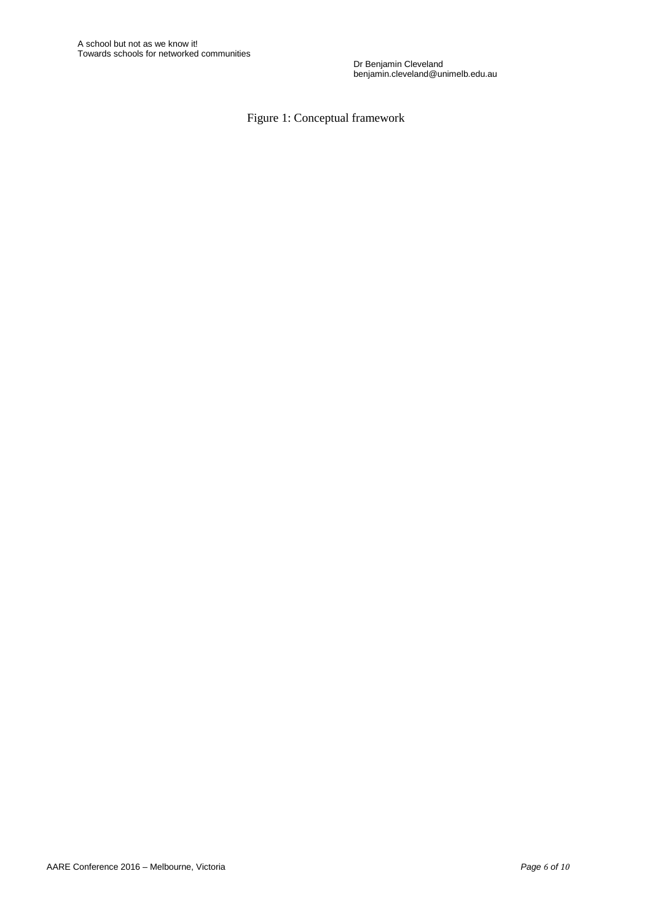Figure 1: Conceptual framework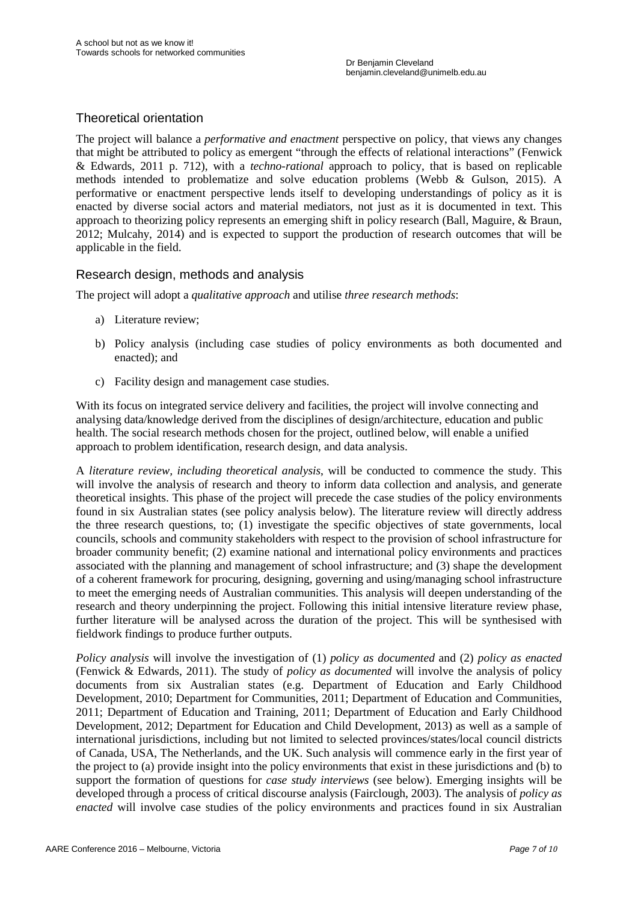## Theoretical orientation

The project will balance a *performative and enactment* perspective on policy, that views any changes that might be attributed to policy as emergent "through the effects of relational interactions" (Fenwick & Edwards, 2011 p. 712), with a *techno-rational* approach to policy, that is based on replicable methods intended to problematize and solve education problems (Webb & Gulson, 2015). A performative or enactment perspective lends itself to developing understandings of policy as it is enacted by diverse social actors and material mediators, not just as it is documented in text. This approach to theorizing policy represents an emerging shift in policy research (Ball, Maguire, & Braun, 2012; Mulcahy, 2014) and is expected to support the production of research outcomes that will be applicable in the field.

## Research design, methods and analysis

The project will adopt a *qualitative approach* and utilise *three research methods*:

a) Literature review;

b) Policy analysis (including case studies of policy environments as both documented and enacted); and

c) Facility design and management case studies.

With its focus on integrated service delivery and facilities, the project will involve connecting and analysing data/knowledge derived from the disciplines of design/architecture, education and public health. The social research methods chosen for the project, outlined below, will enable a unified approach to problem identification, research design, and data analysis.

A *literature review, including theoretical analysis*, will be conducted to commence the study. This will involve the analysis of research and theory to inform data collection and analysis, and generate theoretical insights. This phase of the project will precede the case studies of the policy environments found in six Australian states (see policy analysis below). The literature review will directly address the three research questions, to; (1) investigate the specific objectives of state governments, local councils, schools and community stakeholders with respect to the provision of school infrastructure for broader community benefit; (2) examine national and international policy environments and practices associated with the planning and management of school infrastructure; and (3) shape the development of a coherent framework for procuring, designing, governing and using/managing school infrastructure to meet the emerging needs of Australian communities. This analysis will deepen understanding of the research and theory underpinning the project. Following this initial intensive literature review phase, further literature will be analysed across the duration of the project. This will be synthesised with fieldwork findings to produce further outputs.

*Policy analysis* will involve the investigation of (1) *policy as documented* and (2) *policy as enacted* (Fenwick & Edwards, 2011). The study of *policy as documented* will involve the analysis of policy documents from six Australian states (e.g. Department of Education and Early Childhood Development, 2010; Department for Communities, 2011; Department of Education and Communities, 2011; Department of Education and Training, 2011; Department of Education and Early Childhood Development, 2012; Department for Education and Child Development, 2013) as well as a sample of international jurisdictions, including but not limited to selected provinces/states/local council districts of Canada, USA, The Netherlands, and the UK. Such analysis will commence early in the first year of the project to (a) provide insight into the policy environments that exist in these jurisdictions and (b) to support the formation of questions for *case study interviews* (see below). Emerging insights will be developed through a process of critical discourse analysis (Fairclough, 2003). The analysis of *policy as enacted* will involve case studies of the policy environments and practices found in six Australian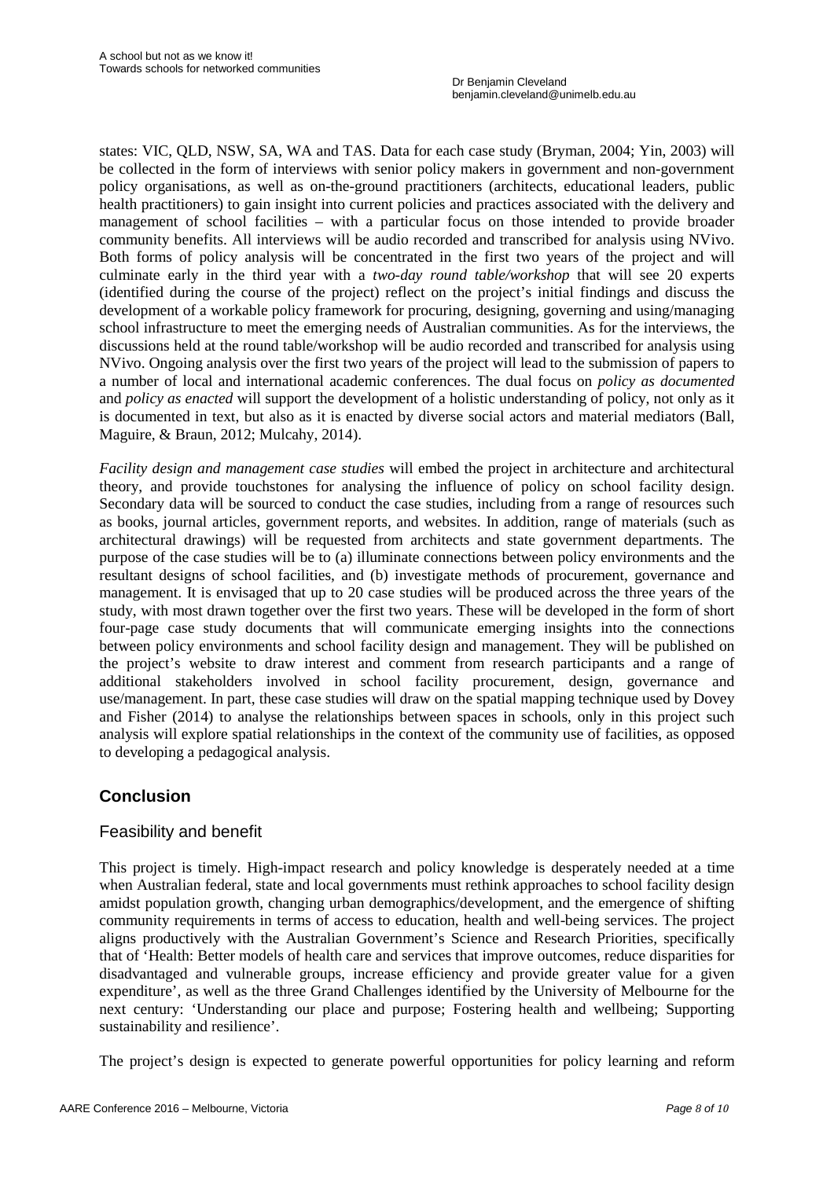states: VIC, QLD, NSW, SA, WA and TAS. Data for each case study (Bryman, 2004; Yin, 2003) will be collected in the form of interviews with senior policy makers in government and non-government policy organisations, as well as on-the-ground practitioners (architects, educational leaders, public health practitioners) to gain insight into current policies and practices associated with the delivery and management of school facilities – with a particular focus on those intended to provide broader community benefits. All interviews will be audio recorded and transcribed for analysis using NVivo. Both forms of policy analysis will be concentrated in the first two years of the project and will culminate early in the third year with a *two-day round table/workshop* that will see 20 experts (identified during the course of the project) reflect on the project's initial findings and discuss the development of a workable policy framework for procuring, designing, governing and using/managing school infrastructure to meet the emerging needs of Australian communities. As for the interviews, the discussions held at the round table/workshop will be audio recorded and transcribed for analysis using NVivo. Ongoing analysis over the first two years of the project will lead to the submission of papers to a number of local and international academic conferences. The dual focus on *policy as documented* and *policy as enacted* will support the development of a holistic understanding of policy, not only as it is documented in text, but also as it is enacted by diverse social actors and material mediators (Ball, Maguire, & Braun, 2012; Mulcahy, 2014).

*Facility design and management case studies* will embed the project in architecture and architectural theory, and provide touchstones for analysing the influence of policy on school facility design. Secondary data will be sourced to conduct the case studies, including from a range of resources such as books, journal articles, government reports, and websites. In addition, range of materials (such as architectural drawings) will be requested from architects and state government departments. The purpose of the case studies will be to (a) illuminate connections between policy environments and the resultant designs of school facilities, and (b) investigate methods of procurement, governance and management. It is envisaged that up to 20 case studies will be produced across the three years of the study, with most drawn together over the first two years. These will be developed in the form of short four-page case study documents that will communicate emerging insights into the connections between policy environments and school facility design and management. They will be published on the project's website to draw interest and comment from research participants and a range of additional stakeholders involved in school facility procurement, design, governance and use/management. In part, these case studies will draw on the spatial mapping technique used by Dovey and Fisher (2014) to analyse the relationships between spaces in schools, only in this project such analysis will explore spatial relationships in the context of the community use of facilities, as opposed to developing a pedagogical analysis.

## Conclusion

### Feasibility and benefit

This project is timely. High-impact research and policy knowledge is desperately needed at a time when Australian federal, state and local governments must rethink approaches to school facility design amidst population growth, changing urban demographics/development, and the emergence of shifting community requirements in terms of access to education, health and well-being services. The project aligns productively with the Australian Government's Science and Research Priorities, specifically that of 'Health: Better models of health care and services that improve outcomes, reduce disparities for disadvantaged and vulnerable groups, increase efficiency and provide greater value for a given expenditure', as well as the three Grand Challenges identified by the University of Melbourne for the next century: 'Understanding our place and purpose; Fostering health and wellbeing; Supporting sustainability and resilience'.

The project's design is expected to generate powerful opportunities for policy learning and reform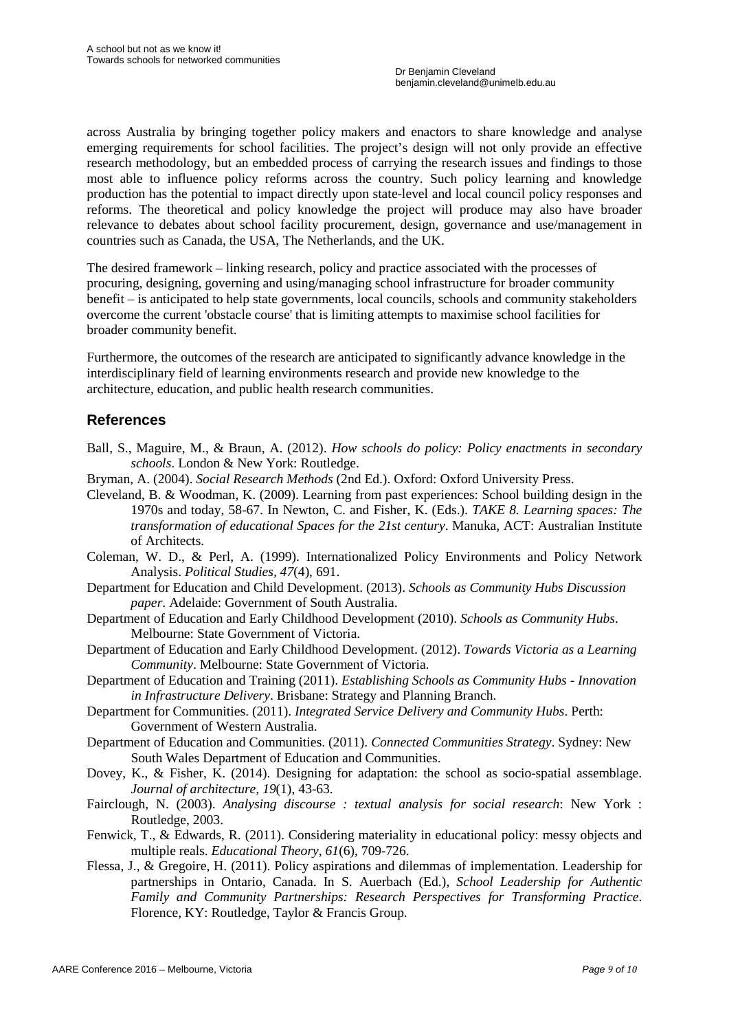across Australia by bringing together policy makers and enactors to share knowledge and analyse emerging requirements for school facilities. The project's design will not only provide an effective research methodology, but an embedded process of carrying the research issues and findings to those most able to influence policy reforms across the country. Such policy learning and knowledge production has the potential to impact directly upon state-level and local council policy responses and reforms. The theoretical and policy knowledge the project will produce may also have broader relevance to debates about school facility procurement, design, governance and use/management in countries such as Canada, the USA, The Netherlands, and the UK.

The desired framework – linking research, policy and practice associated with the processes of procuring, designing, governing and using/managing school infrastructure for broader community benefit – is anticipated to help state governments, local councils, schools and community stakeholders overcome the current 'obstacle course' that is limiting attempts to maximise school facilities for broader community benefit.

Furthermore, the outcomes of the research are anticipated to significantly advance knowledge in the interdisciplinary field of learning environments research and provide new knowledge to the architecture, education, and public health research communities.

## References

Ball, S., Maguire, M., & Braun, A. (2012). *How schools do policy: Policy enactments in secondary schools*. London & New York: Routledge.

Bryman, A. (2004). *Social Research Methods* (2nd Ed.). Oxford: Oxford University Press.

Cleveland, B. & Woodman, K. (2009). Learning from past experiences: School building design in the 1970s and today, 58-67. In Newton, C. and Fisher, K. (Eds.). *TAKE 8. Learning spaces: The transformation of educational Spaces for the 21st century*. Manuka, ACT: Australian Institute of Architects.

Coleman, W. D., & Perl, A. (1999). Internationalized Policy Environments and Policy Network Analysis. *Political Studies, 47*(4), 691.

Department for Education and Child Development. (2013). *Schools as Community Hubs Discussion paper*. Adelaide: Government of South Australia.

Department of Education and Early Childhood Development (2010). *Schools as Community Hubs*. Melbourne: State Government of Victoria.

Department of Education and Early Childhood Development. (2012). *Towards Victoria as a Learning Community*. Melbourne: State Government of Victoria.

Department of Education and Training (2011). *Establishing Schools as Community Hubs - Innovation in Infrastructure Delivery*. Brisbane: Strategy and Planning Branch.

Department for Communities. (2011). *Integrated Service Delivery and Community Hubs*. Perth: Government of Western Australia.

Department of Education and Communities. (2011). *Connected Communities Strategy*. Sydney: New South Wales Department of Education and Communities.

Dovey, K., & Fisher, K. (2014). Designing for adaptation: the school as socio-spatial assemblage. *Journal of architecture, 19*(1), 43-63.

Fairclough, N. (2003). *Analysing discourse : textual analysis for social research*: New York : Routledge, 2003.

Fenwick, T., & Edwards, R. (2011). Considering materiality in educational policy: messy objects and multiple reals. *Educational Theory, 61*(6), 709-726.

Flessa, J., & Gregoire, H. (2011). Policy aspirations and dilemmas of implementation. Leadership for partnerships in Ontario, Canada. In S. Auerbach (Ed.), *School Leadership for Authentic Family and Community Partnerships: Research Perspectives for Transforming Practice*. Florence, KY: Routledge, Taylor & Francis Group.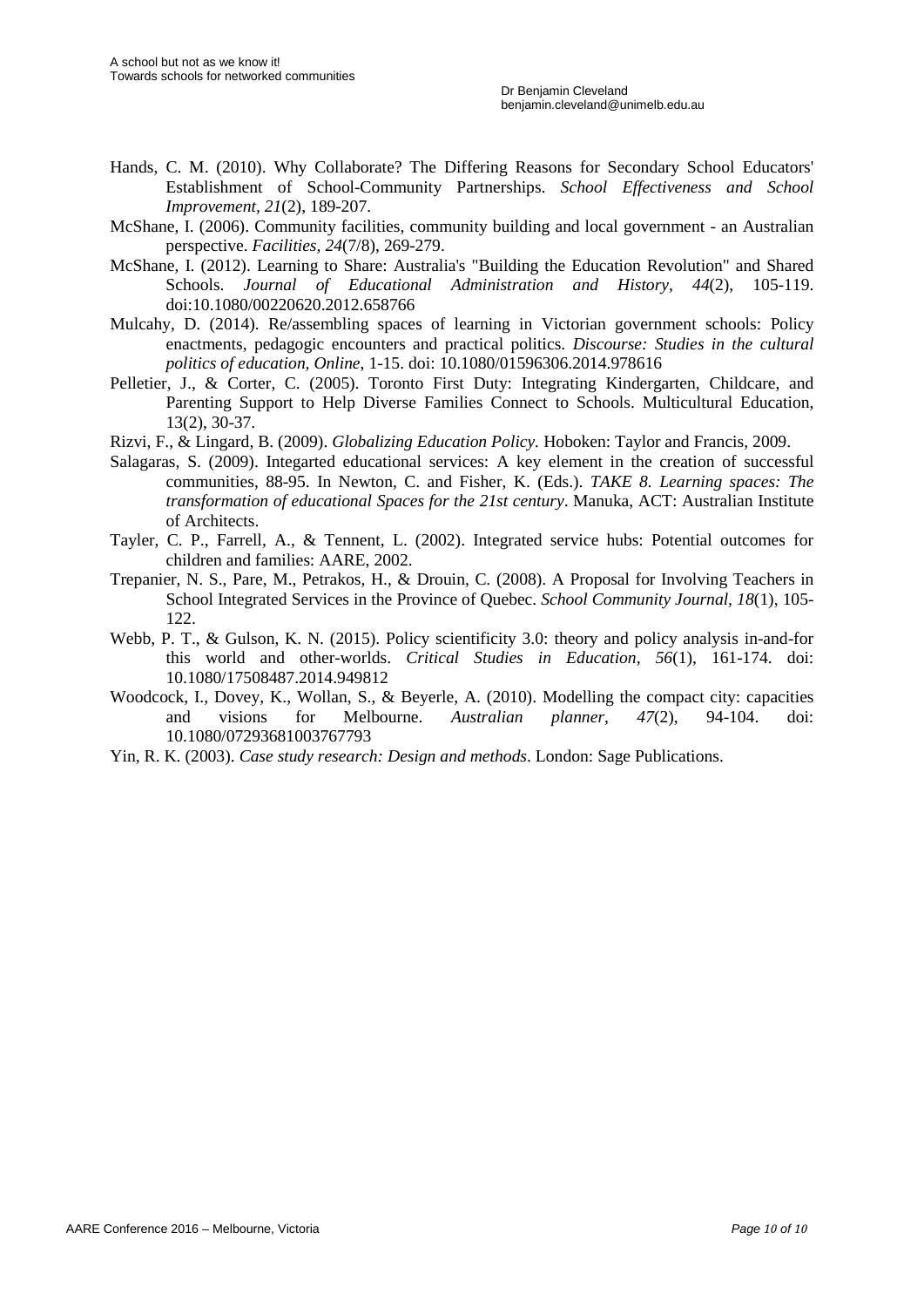Hands, C. M. (2010). Why Collaborate? The Differing Reasons for Secondary School Educators' Establishment of School-Community Partnerships. *School Effectiveness and School Improvement, 21*(2), 189-207.

McShane, I. (2006). Community facilities, community building and local government - an Australian perspective. *Facilities, 24*(7/8), 269-279.

McShane, I. (2012). Learning to Share: Australia's "Building the Education Revolution" and Shared Schools. *Journal of Educational Administration and History, 44*(2), 105-119. doi:10.1080/00220620.2012.658766

Mulcahy, D. (2014). Re/assembling spaces of learning in Victorian government schools: Policy enactments, pedagogic encounters and practical politics. *Discourse: Studies in the cultural politics of education, Online*, 1-15. doi: 10.1080/01596306.2014.978616

Pelletier, J., & Corter, C. (2005). Toronto First Duty: Integrating Kindergarten, Childcare, and Parenting Support to Help Diverse Families Connect to Schools. Multicultural Education, 13(2), 30-37.

Rizvi, F., & Lingard, B. (2009). *Globalizing Education Policy.* Hoboken: Taylor and Francis, 2009.

Salagaras, S. (2009). Integarted educational services: A key element in the creation of successful communities, 88-95. In Newton, C. and Fisher, K. (Eds.). *TAKE 8. Learning spaces: The transformation of educational Spaces for the 21st century*. Manuka, ACT: Australian Institute of Architects.

Tayler, C. P., Farrell, A., & Tennent, L. (2002). Integrated service hubs: Potential outcomes for children and families: AARE, 2002.

Trepanier, N. S., Pare, M., Petrakos, H., & Drouin, C. (2008). A Proposal for Involving Teachers in School Integrated Services in the Province of Quebec. *School Community Journal, 18*(1), 105-122.

Webb, P. T., & Gulson, K. N. (2015). Policy scientificity 3.0: theory and policy analysis in-and-for this world and other-worlds. *Critical Studies in Education, 56*(1), 161-174. doi: 10.1080/17508487.2014.949812

Woodcock, I., Dovey, K., Wollan, S., & Beyerle, A. (2010). Modelling the compact city: capacities and visions for Melbourne. *Australian planner, 47*(2), 94-104. doi: 10.1080/07293681003767793

Yin, R. K. (2003). *Case study research: Design and methods*. London: Sage Publications.